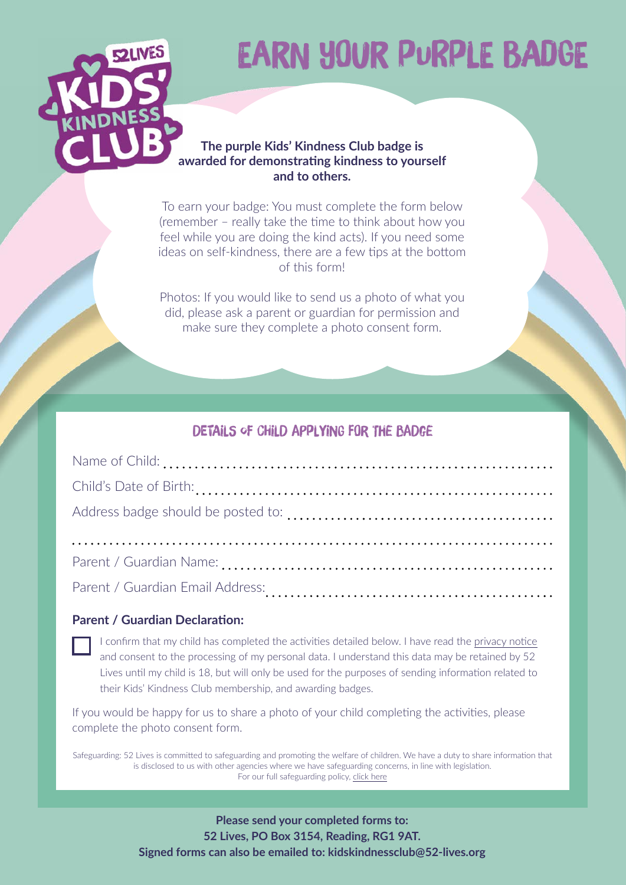# EARN YOUR PURPLE BADGE

**The purple Kids' Kindness Club badge is awarded for demonstrating kindness to yourself and to others.**

To earn your badge: You must complete the form below (remember – really take the time to think about how you feel while you are doing the kind acts). If you need some ideas on self-kindness, there are a few tips at the bottom of this form!

Photos: If you would like to send us a photo of what you did, please ask a parent or guardian for permission and make sure they complete a photo consent form.

## DETAILS OF CHILD APPLYING FOR THE BADGE

Name of Child: ................................................................

Child's Date of Birth: ................................................................

Address badge should be posted to: ................................................................

................................................................

Parent / Guardian Name: ................................................................

Parent / Guardian Email Address: ................................................................

**Parent / Guardian Declaration:**

☐ I confirm that my child has completed the activities detailed below. I have read the privacy notice and consent to the processing of my personal data. I understand this data may be retained by 52 Lives until my child is 18, but will only be used for the purposes of sending information related to their Kids' Kindness Club membership, and awarding badges.

If you would be happy for us to share a photo of your child completing the activities, please complete the photo consent form.

Safeguarding: 52 Lives is committed to safeguarding and promoting the welfare of children. We have a duty to share information that is disclosed to us with other agencies where we have safeguarding concerns, in line with legislation. For our full safeguarding policy, click here

**Please send your completed forms to:**
**52 Lives, PO Box 3154, Reading, RG1 9AT.**
**Signed forms can also be emailed to: kidskindnessclub@52-lives.org**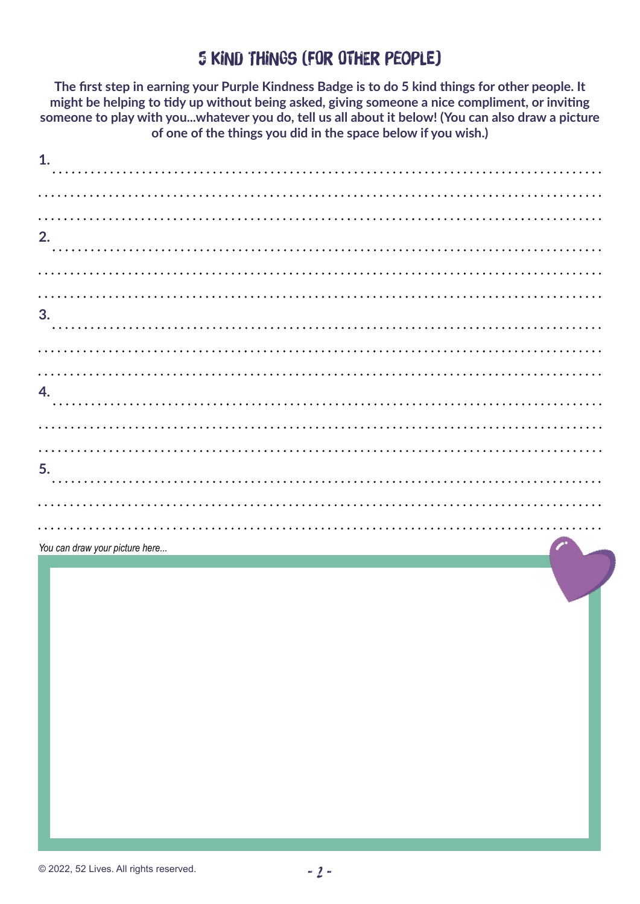# 5 KIND THINGS (FOR OTHER PEOPLE)

**The first step in earning your Purple Kindness Badge is to do 5 kind things for other people. It might be helping to tidy up without being asked, giving someone a nice compliment, or inviting someone to play with you...whatever you do, tell us all about it below! (You can also draw a picture of one of the things you did in the space below if you wish.)**

1. ...........................................................................................

...........................................................................................

...........................................................................................

2. ...........................................................................................

...........................................................................................

...........................................................................................

3. ...........................................................................................

...........................................................................................

...........................................................................................

4. ...........................................................................................

...........................................................................................

...........................................................................................

5. ...........................................................................................

...........................................................................................

...........................................................................................

*You can draw your picture here...*

© 2022, 52 Lives. All rights reserved.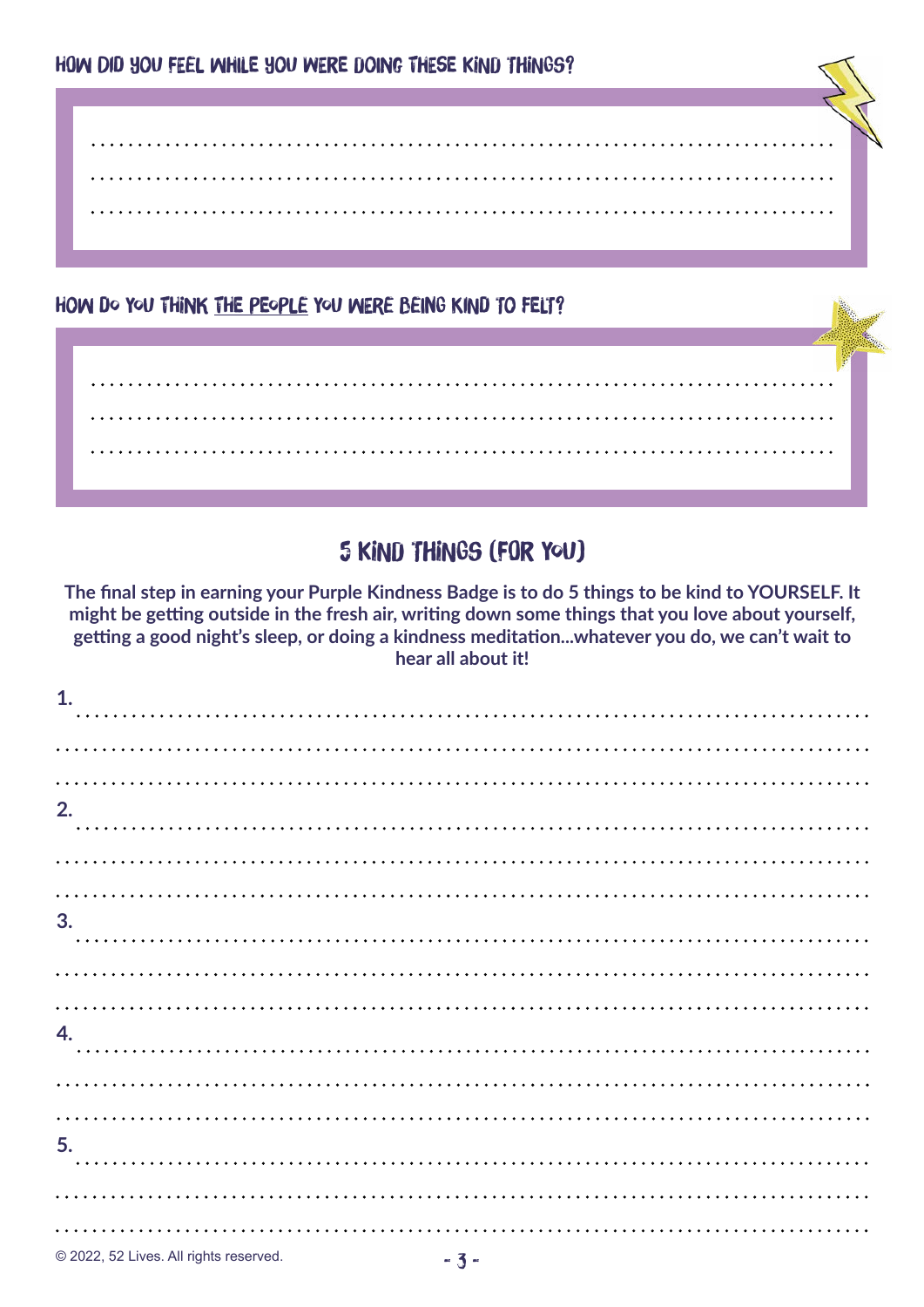### HOW DID YOU FEEL WHILE YOU WERE DOING THESE KIND THINGS?

### HOW DO YOU THINK THE PEOPLE YOU WERE BEING KIND TO FELT?

## 5 KIND THINGS (FOR YOU)

**The final step in earning your Purple Kindness Badge is to do 5 things to be kind to YOURSELF. It might be getting outside in the fresh air, writing down some things that you love about yourself, getting a good night's sleep, or doing a kindness meditation...whatever you do, we can't wait to hear all about it!**

**1.**

**2.**

**3.**

**4.**

**5.**

© 2022, 52 Lives. All rights reserved.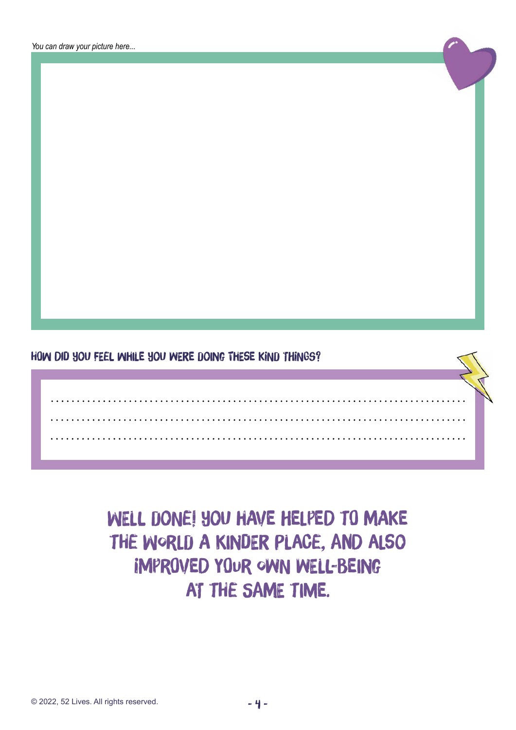*You can draw your picture here...*

## HOW DID YOU FEEL WHILE YOU WERE DOING THESE KIND THINGS?

..................................................................................

..................................................................................

..................................................................................

# WELL DONE! YOU HAVE HELPED TO MAKE THE WORLD A KINDER PLACE, AND ALSO IMPROVED YOUR OWN WELL-BEING AT THE SAME TIME.

© 2022, 52 Lives. All rights reserved.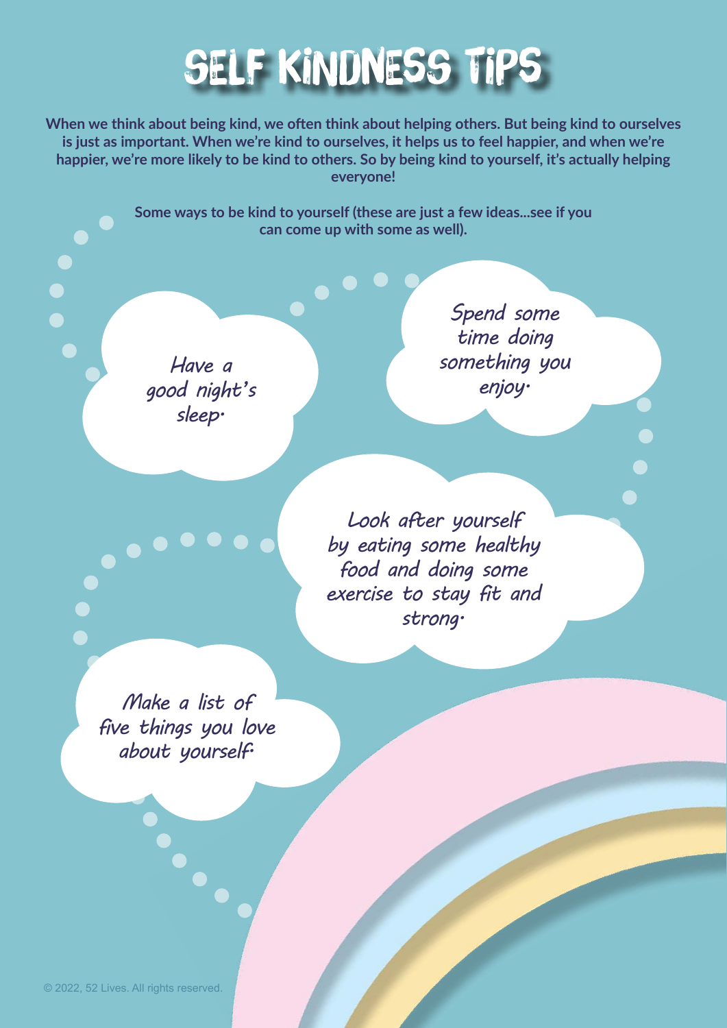# SELF KINDNESS TIPS

**When we think about being kind, we often think about helping others. But being kind to ourselves is just as important. When we're kind to ourselves, it helps us to feel happier, and when we're happier, we're more likely to be kind to others. So by being kind to yourself, it's actually helping everyone!**

**Some ways to be kind to yourself (these are just a few ideas...see if you can come up with some as well).**

*Have a good night's sleep.*

*Spend some time doing something you enjoy.*

*Look after yourself by eating some healthy food and doing some exercise to stay fit and strong.*

*Make a list of five things you love about yourself.*

© 2022, 52 Lives. All rights reserved.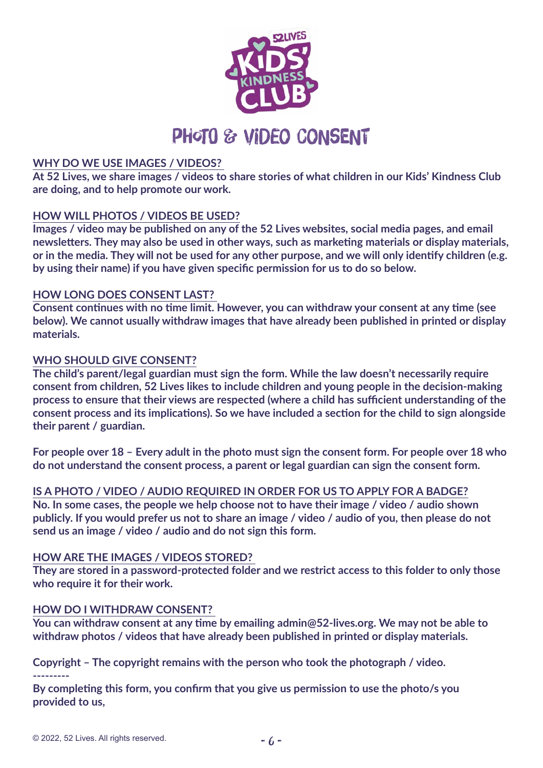# PHOTO & VIDEO CONSENT

## WHY DO WE USE IMAGES / VIDEOS?

**At 52 Lives, we share images / videos to share stories of what children in our Kids' Kindness Club are doing, and to help promote our work.**

## HOW WILL PHOTOS / VIDEOS BE USED?

**Images / video may be published on any of the 52 Lives websites, social media pages, and email newsletters. They may also be used in other ways, such as marketing materials or display materials, or in the media. They will not be used for any other purpose, and we will only identify children (e.g. by using their name) if you have given specific permission for us to do so below.**

## HOW LONG DOES CONSENT LAST?

**Consent continues with no time limit. However, you can withdraw your consent at any time (see below). We cannot usually withdraw images that have already been published in printed or display materials.**

## WHO SHOULD GIVE CONSENT?

**The child's parent/legal guardian must sign the form. While the law doesn't necessarily require consent from children, 52 Lives likes to include children and young people in the decision-making process to ensure that their views are respected (where a child has sufficient understanding of the consent process and its implications). So we have included a section for the child to sign alongside their parent / guardian.**

**For people over 18 – Every adult in the photo must sign the consent form. For people over 18 who do not understand the consent process, a parent or legal guardian can sign the consent form.**

## IS A PHOTO / VIDEO / AUDIO REQUIRED IN ORDER FOR US TO APPLY FOR A BADGE?

**No. In some cases, the people we help choose not to have their image / video / audio shown publicly. If you would prefer us not to share an image / video / audio of you, then please do not send us an image / video / audio and do not sign this form.**

## HOW ARE THE IMAGES / VIDEOS STORED?

**They are stored in a password-protected folder and we restrict access to this folder to only those who require it for their work.**

## HOW DO I WITHDRAW CONSENT?

**You can withdraw consent at any time by emailing admin@52-lives.org. We may not be able to withdraw photos / videos that have already been published in printed or display materials.**

**Copyright – The copyright remains with the person who took the photograph / video.**

**---------**

**By completing this form, you confirm that you give us permission to use the photo/s you provided to us,**

© 2022, 52 Lives. All rights reserved.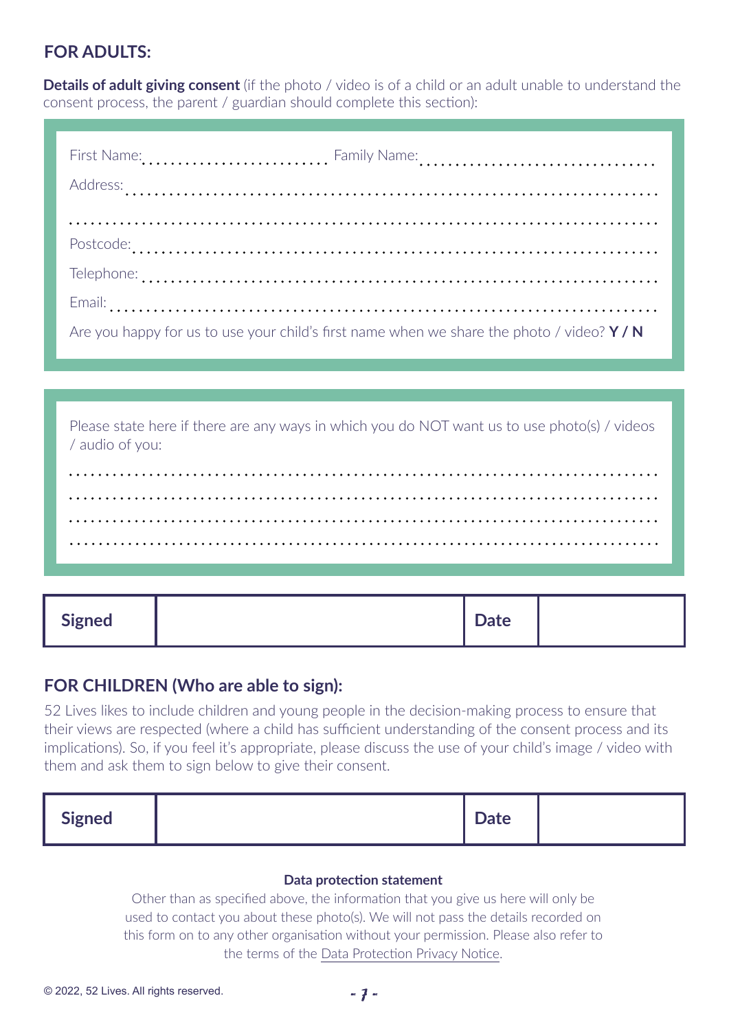## FOR ADULTS:

**Details of adult giving consent** (if the photo / video is of a child or an adult unable to understand the consent process, the parent / guardian should complete this section):

First Name: .......................... Family Name: ...............................

Address: ...........................................................................

...........................................................................................

Postcode: ..........................................................................

Telephone: ........................................................................

Email: ...............................................................................

Are you happy for us to use your child's first name when we share the photo / video? **Y / N**

Please state here if there are any ways in which you do NOT want us to use photo(s) / videos / audio of you:

...........................................................................................

...........................................................................................

...........................................................................................

...........................................................................................

| | | | |
|---|---|---|---|
| **Signed** | | **Date** | |

## FOR CHILDREN (Who are able to sign):

52 Lives likes to include children and young people in the decision-making process to ensure that their views are respected (where a child has sufficient understanding of the consent process and its implications). So, if you feel it's appropriate, please discuss the use of your child's image / video with them and ask them to sign below to give their consent.

| | | | |
|---|---|---|---|
| **Signed** | | **Date** | |

**Data protection statement**

Other than as specified above, the information that you give us here will only be used to contact you about these photo(s). We will not pass the details recorded on this form on to any other organisation without your permission. Please also refer to the terms of the Data Protection Privacy Notice.

© 2022, 52 Lives. All rights reserved.